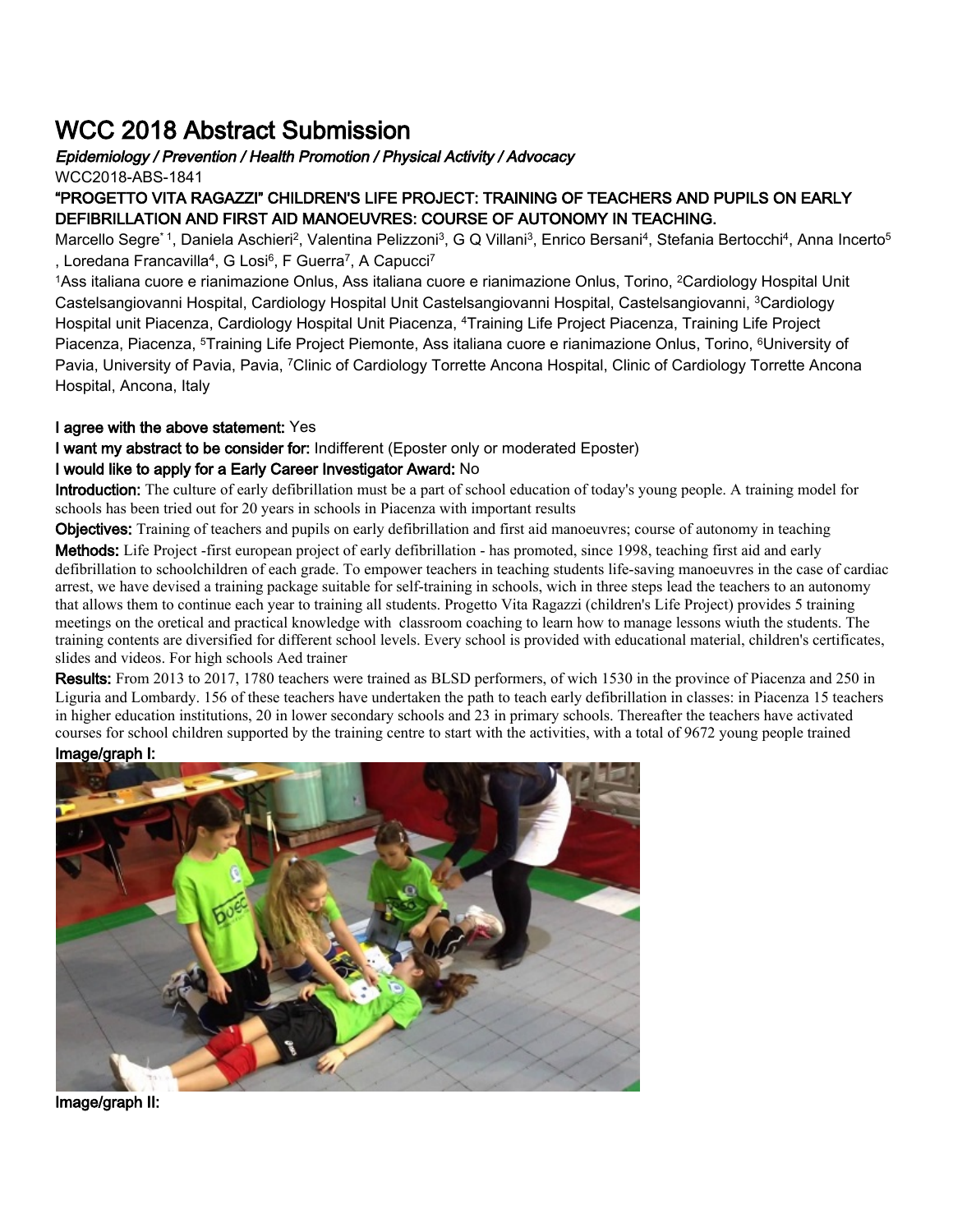# WCC 2018 Abstract Submission

***Epidemiology / Prevention / Health Promotion / Physical Activity / Advocacy***

WCC2018-ABS-1841

## "PROGETTO VITA RAGAZZI" CHILDREN'S LIFE PROJECT: TRAINING OF TEACHERS AND PUPILS ON EARLY DEFIBRILLATION AND FIRST AID MANOEUVRES: COURSE OF AUTONOMY IN TEACHING.

Marcello Segre* [1], Daniela Aschieri[2], Valentina Pelizzoni[3], G Q Villani[3], Enrico Bersani[4], Stefania Bertocchi[4], Anna Incerto[5], Loredana Francavilla[4], G Losi[6], F Guerra[7], A Capucci[7]

[1]Ass italiana cuore e rianimazione Onlus, Ass italiana cuore e rianimazione Onlus, Torino, [2]Cardiology Hospital Unit Castelsangiovanni Hospital, Cardiology Hospital Unit Castelsangiovanni Hospital, Castelsangiovanni, [3]Cardiology Hospital unit Piacenza, Cardiology Hospital Unit Piacenza, [4]Training Life Project Piacenza, Training Life Project Piacenza, Piacenza, [5]Training Life Project Piemonte, Ass italiana cuore e rianimazione Onlus, Torino, [6]University of Pavia, University of Pavia, Pavia, [7]Clinic of Cardiology Torrette Ancona Hospital, Clinic of Cardiology Torrette Ancona Hospital, Ancona, Italy

**I agree with the above statement:** Yes

**I want my abstract to be consider for:** Indifferent (Eposter only or moderated Eposter)

**I would like to apply for a Early Career Investigator Award:** No

**Introduction:** The culture of early defibrillation must be a part of school education of today's young people. A training model for schools has been tried out for 20 years in schools in Piacenza with important results

**Objectives:** Training of teachers and pupils on early defibrillation and first aid manoeuvres; course of autonomy in teaching

**Methods:** Life Project -first european project of early defibrillation - has promoted, since 1998, teaching first aid and early defibrillation to schoolchildren of each grade. To empower teachers in teaching students life-saving manoeuvres in the case of cardiac arrest, we have devised a training package suitable for self-training in schools, wich in three steps lead the teachers to an autonomy that allows them to continue each year to training all students. Progetto Vita Ragazzi (children's Life Project) provides 5 training meetings on the oretical and practical knowledge with classroom coaching to learn how to manage lessons wiuth the students. The training contents are diversified for different school levels. Every school is provided with educational material, children's certificates, slides and videos. For high schools Aed trainer

**Results:** From 2013 to 2017, 1780 teachers were trained as BLSD performers, of wich 1530 in the province of Piacenza and 250 in Liguria and Lombardy. 156 of these teachers have undertaken the path to teach early defibrillation in classes: in Piacenza 15 teachers in higher education institutions, 20 in lower secondary schools and 23 in primary schools. Thereafter the teachers have activated courses for school children supported by the training centre to start with the activities, with a total of 9672 young people trained

**Image/graph I:**

**Image/graph II:**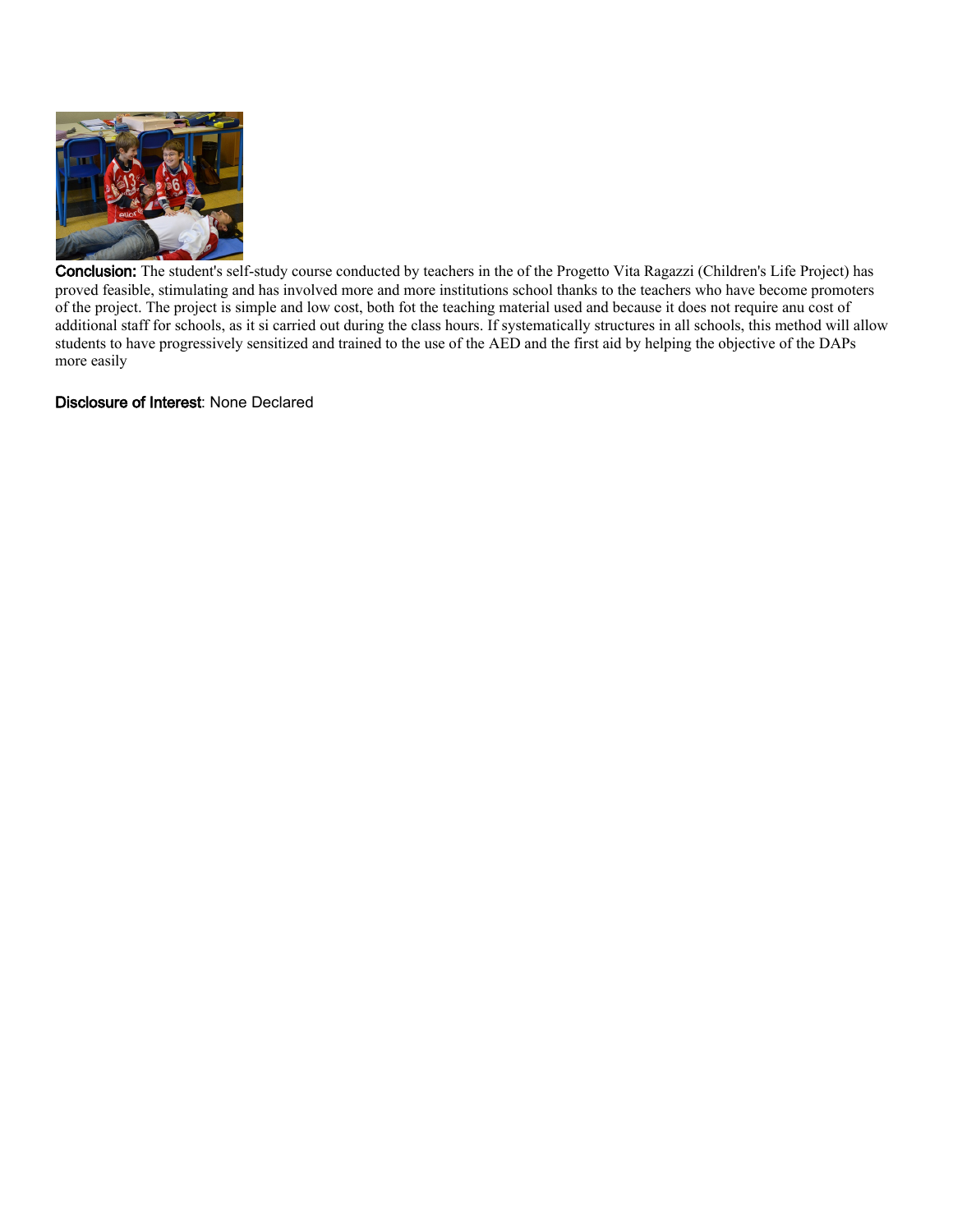**Conclusion:** The student's self-study course conducted by teachers in the of the Progetto Vita Ragazzi (Children's Life Project) has proved feasible, stimulating and has involved more and more institutions school thanks to the teachers who have become promoters of the project. The project is simple and low cost, both fot the teaching material used and because it does not require anu cost of additional staff for schools, as it si carried out during the class hours. If systematically structures in all schools, this method will allow students to have progressively sensitized and trained to the use of the AED and the first aid by helping the objective of the DAPs more easily

**Disclosure of Interest**: None Declared